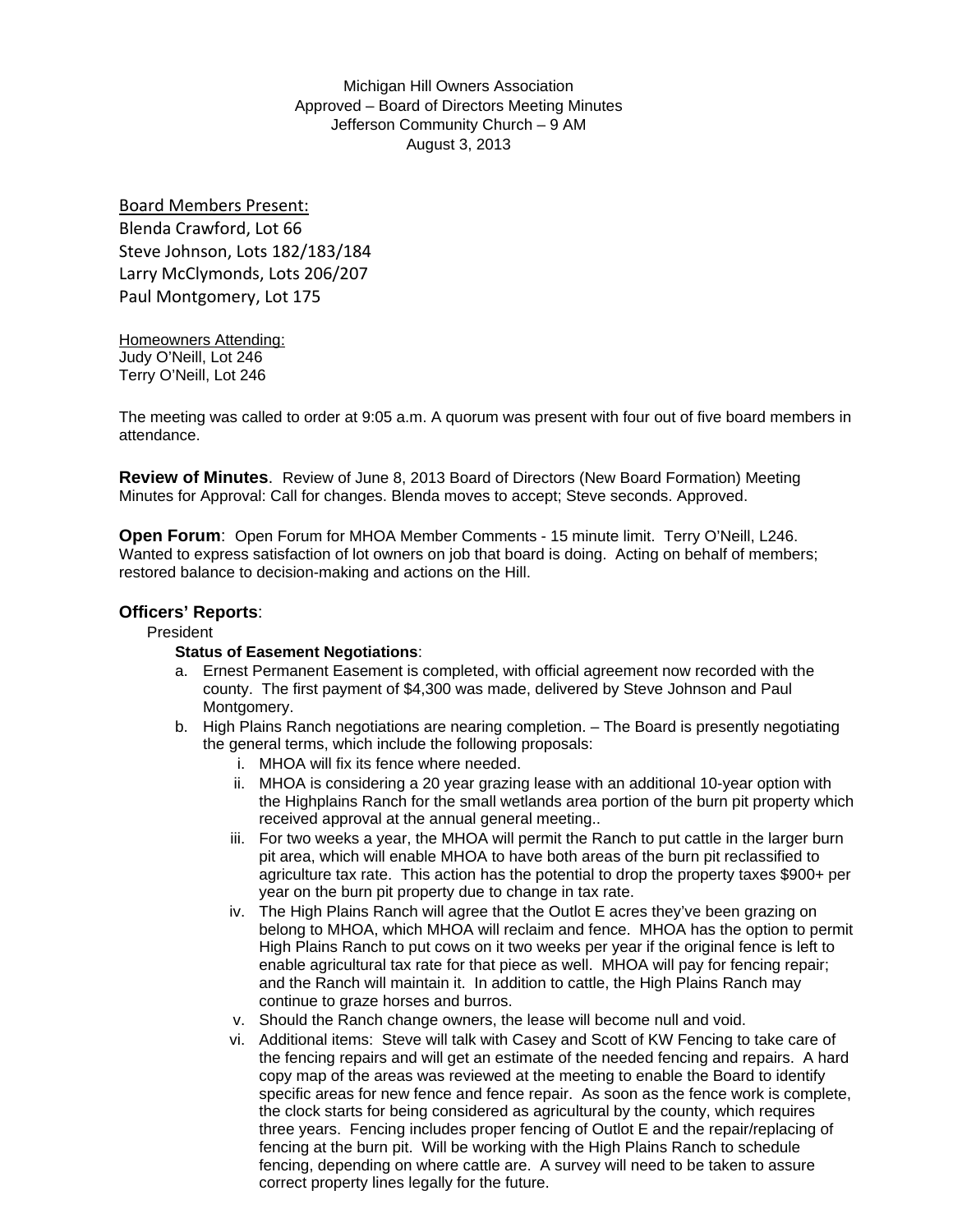Michigan Hill Owners Association
Approved – Board of Directors Meeting Minutes
Jefferson Community Church – 9 AM
August 3, 2013

Board Members Present:
Blenda Crawford, Lot 66
Steve Johnson, Lots 182/183/184
Larry McClymonds, Lots 206/207
Paul Montgomery, Lot 175

Homeowners Attending:
Judy O'Neill, Lot 246
Terry O'Neill, Lot 246

The meeting was called to order at 9:05 a.m. A quorum was present with four out of five board members in attendance.

**Review of Minutes**. Review of June 8, 2013 Board of Directors (New Board Formation) Meeting Minutes for Approval: Call for changes. Blenda moves to accept; Steve seconds. Approved.

**Open Forum**: Open Forum for MHOA Member Comments - 15 minute limit. Terry O'Neill, L246. Wanted to express satisfaction of lot owners on job that board is doing. Acting on behalf of members; restored balance to decision-making and actions on the Hill.

**Officers' Reports**:

President

**Status of Easement Negotiations**:

a. Ernest Permanent Easement is completed, with official agreement now recorded with the county. The first payment of $4,300 was made, delivered by Steve Johnson and Paul Montgomery.
b. High Plains Ranch negotiations are nearing completion. – The Board is presently negotiating the general terms, which include the following proposals:
   i. MHOA will fix its fence where needed.
   ii. MHOA is considering a 20 year grazing lease with an additional 10-year option with the Highplains Ranch for the small wetlands area portion of the burn pit property which received approval at the annual general meeting..
   iii. For two weeks a year, the MHOA will permit the Ranch to put cattle in the larger burn pit area, which will enable MHOA to have both areas of the burn pit reclassified to agriculture tax rate. This action has the potential to drop the property taxes $900+ per year on the burn pit property due to change in tax rate.
   iv. The High Plains Ranch will agree that the Outlot E acres they've been grazing on belong to MHOA, which MHOA will reclaim and fence. MHOA has the option to permit High Plains Ranch to put cows on it two weeks per year if the original fence is left to enable agricultural tax rate for that piece as well. MHOA will pay for fencing repair; and the Ranch will maintain it. In addition to cattle, the High Plains Ranch may continue to graze horses and burros.
   v. Should the Ranch change owners, the lease will become null and void.
   vi. Additional items: Steve will talk with Casey and Scott of KW Fencing to take care of the fencing repairs and will get an estimate of the needed fencing and repairs. A hard copy map of the areas was reviewed at the meeting to enable the Board to identify specific areas for new fence and fence repair. As soon as the fence work is complete, the clock starts for being considered as agricultural by the county, which requires three years. Fencing includes proper fencing of Outlot E and the repair/replacing of fencing at the burn pit. Will be working with the High Plains Ranch to schedule fencing, depending on where cattle are. A survey will need to be taken to assure correct property lines legally for the future.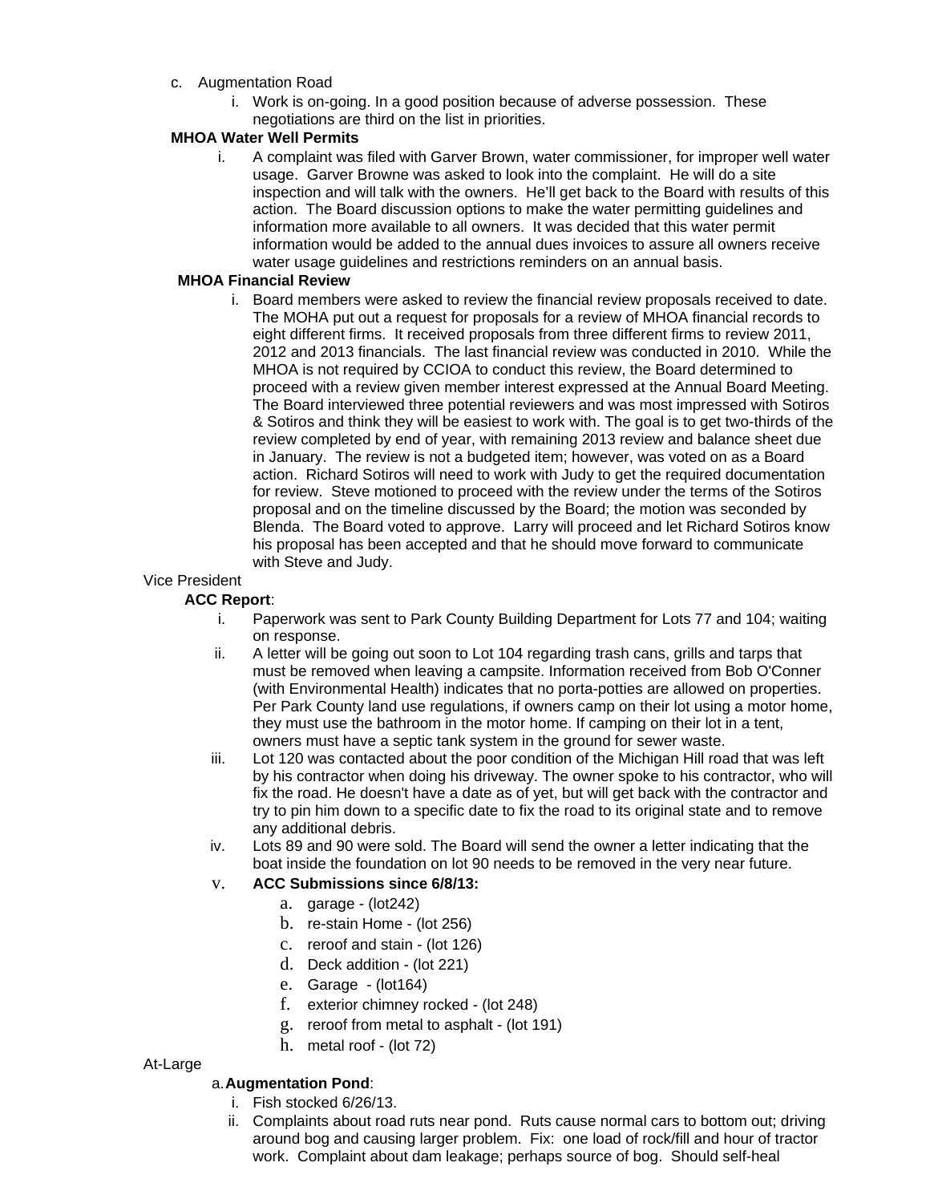c. Augmentation Road
   i. Work is on-going. In a good position because of adverse possession. These negotiations are third on the list in priorities.

**MHOA Water Well Permits**

i. A complaint was filed with Garver Brown, water commissioner, for improper well water usage. Garver Browne was asked to look into the complaint. He will do a site inspection and will talk with the owners. He'll get back to the Board with results of this action. The Board discussion options to make the water permitting guidelines and information more available to all owners. It was decided that this water permit information would be added to the annual dues invoices to assure all owners receive water usage guidelines and restrictions reminders on an annual basis.

**MHOA Financial Review**

i. Board members were asked to review the financial review proposals received to date. The MOHA put out a request for proposals for a review of MHOA financial records to eight different firms. It received proposals from three different firms to review 2011, 2012 and 2013 financials. The last financial review was conducted in 2010. While the MHOA is not required by CCIOA to conduct this review, the Board determined to proceed with a review given member interest expressed at the Annual Board Meeting. The Board interviewed three potential reviewers and was most impressed with Sotiros & Sotiros and think they will be easiest to work with. The goal is to get two-thirds of the review completed by end of year, with remaining 2013 review and balance sheet due in January. The review is not a budgeted item; however, was voted on as a Board action. Richard Sotiros will need to work with Judy to get the required documentation for review. Steve motioned to proceed with the review under the terms of the Sotiros proposal and on the timeline discussed by the Board; the motion was seconded by Blenda. The Board voted to approve. Larry will proceed and let Richard Sotiros know his proposal has been accepted and that he should move forward to communicate with Steve and Judy.

Vice President

**ACC Report**:

i. Paperwork was sent to Park County Building Department for Lots 77 and 104; waiting on response.
ii. A letter will be going out soon to Lot 104 regarding trash cans, grills and tarps that must be removed when leaving a campsite. Information received from Bob O'Conner (with Environmental Health) indicates that no porta-potties are allowed on properties. Per Park County land use regulations, if owners camp on their lot using a motor home, they must use the bathroom in the motor home. If camping on their lot in a tent, owners must have a septic tank system in the ground for sewer waste.
iii. Lot 120 was contacted about the poor condition of the Michigan Hill road that was left by his contractor when doing his driveway. The owner spoke to his contractor, who will fix the road. He doesn't have a date as of yet, but will get back with the contractor and try to pin him down to a specific date to fix the road to its original state and to remove any additional debris.
iv. Lots 89 and 90 were sold. The Board will send the owner a letter indicating that the boat inside the foundation on lot 90 needs to be removed in the very near future.
v. **ACC Submissions since 6/8/13:**
   a. garage - (lot242)
   b. re-stain Home - (lot 256)
   c. reroof and stain - (lot 126)
   d. Deck addition - (lot 221)
   e. Garage - (lot164)
   f. exterior chimney rocked - (lot 248)
   g. reroof from metal to asphalt - (lot 191)
   h. metal roof - (lot 72)

At-Large

a. **Augmentation Pond**:
   i. Fish stocked 6/26/13.
   ii. Complaints about road ruts near pond. Ruts cause normal cars to bottom out; driving around bog and causing larger problem. Fix: one load of rock/fill and hour of tractor work. Complaint about dam leakage; perhaps source of bog. Should self-heal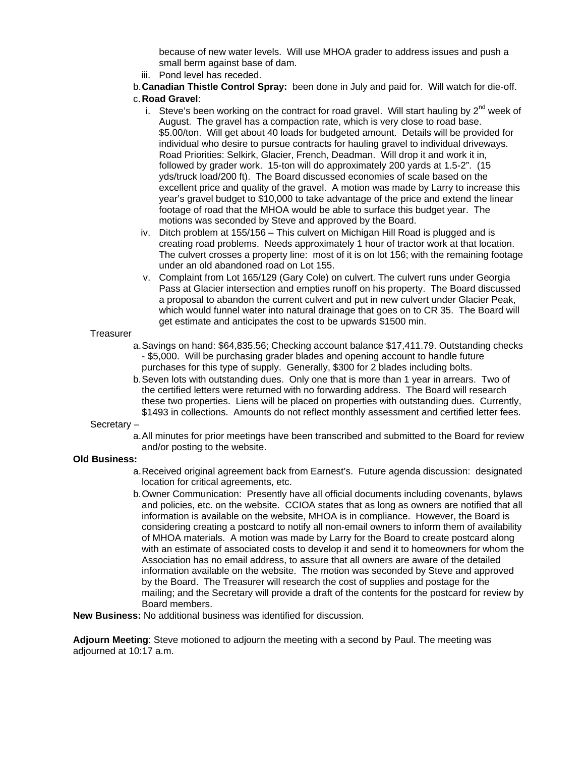because of new water levels. Will use MHOA grader to address issues and push a small berm against base of dam.

iii. Pond level has receded.

b. **Canadian Thistle Control Spray:** been done in July and paid for. Will watch for die-off.

c. **Road Gravel**:

i. Steve's been working on the contract for road gravel. Will start hauling by 2nd week of August. The gravel has a compaction rate, which is very close to road base. $5.00/ton. Will get about 40 loads for budgeted amount. Details will be provided for individual who desire to pursue contracts for hauling gravel to individual driveways. Road Priorities: Selkirk, Glacier, French, Deadman. Will drop it and work it in, followed by grader work. 15-ton will do approximately 200 yards at 1.5-2". (15 yds/truck load/200 ft). The Board discussed economies of scale based on the excellent price and quality of the gravel. A motion was made by Larry to increase this year's gravel budget to $10,000 to take advantage of the price and extend the linear footage of road that the MHOA would be able to surface this budget year. The motions was seconded by Steve and approved by the Board.

iv. Ditch problem at 155/156 – This culvert on Michigan Hill Road is plugged and is creating road problems. Needs approximately 1 hour of tractor work at that location. The culvert crosses a property line: most of it is on lot 156; with the remaining footage under an old abandoned road on Lot 155.

v. Complaint from Lot 165/129 (Gary Cole) on culvert. The culvert runs under Georgia Pass at Glacier intersection and empties runoff on his property. The Board discussed a proposal to abandon the current culvert and put in new culvert under Glacier Peak, which would funnel water into natural drainage that goes on to CR 35. The Board will get estimate and anticipates the cost to be upwards $1500 min.

Treasurer

a. Savings on hand: $64,835.56; Checking account balance $17,411.79. Outstanding checks - $5,000. Will be purchasing grader blades and opening account to handle future purchases for this type of supply. Generally, $300 for 2 blades including bolts.

b. Seven lots with outstanding dues. Only one that is more than 1 year in arrears. Two of the certified letters were returned with no forwarding address. The Board will research these two properties. Liens will be placed on properties with outstanding dues. Currently, $1493 in collections. Amounts do not reflect monthly assessment and certified letter fees.

Secretary –

a. All minutes for prior meetings have been transcribed and submitted to the Board for review and/or posting to the website.

**Old Business:**

a. Received original agreement back from Earnest's. Future agenda discussion: designated location for critical agreements, etc.

b. Owner Communication: Presently have all official documents including covenants, bylaws and policies, etc. on the website. CCIOA states that as long as owners are notified that all information is available on the website, MHOA is in compliance. However, the Board is considering creating a postcard to notify all non-email owners to inform them of availability of MHOA materials. A motion was made by Larry for the Board to create postcard along with an estimate of associated costs to develop it and send it to homeowners for whom the Association has no email address, to assure that all owners are aware of the detailed information available on the website. The motion was seconded by Steve and approved by the Board. The Treasurer will research the cost of supplies and postage for the mailing; and the Secretary will provide a draft of the contents for the postcard for review by Board members.

**New Business:** No additional business was identified for discussion.

**Adjourn Meeting**: Steve motioned to adjourn the meeting with a second by Paul. The meeting was adjourned at 10:17 a.m.